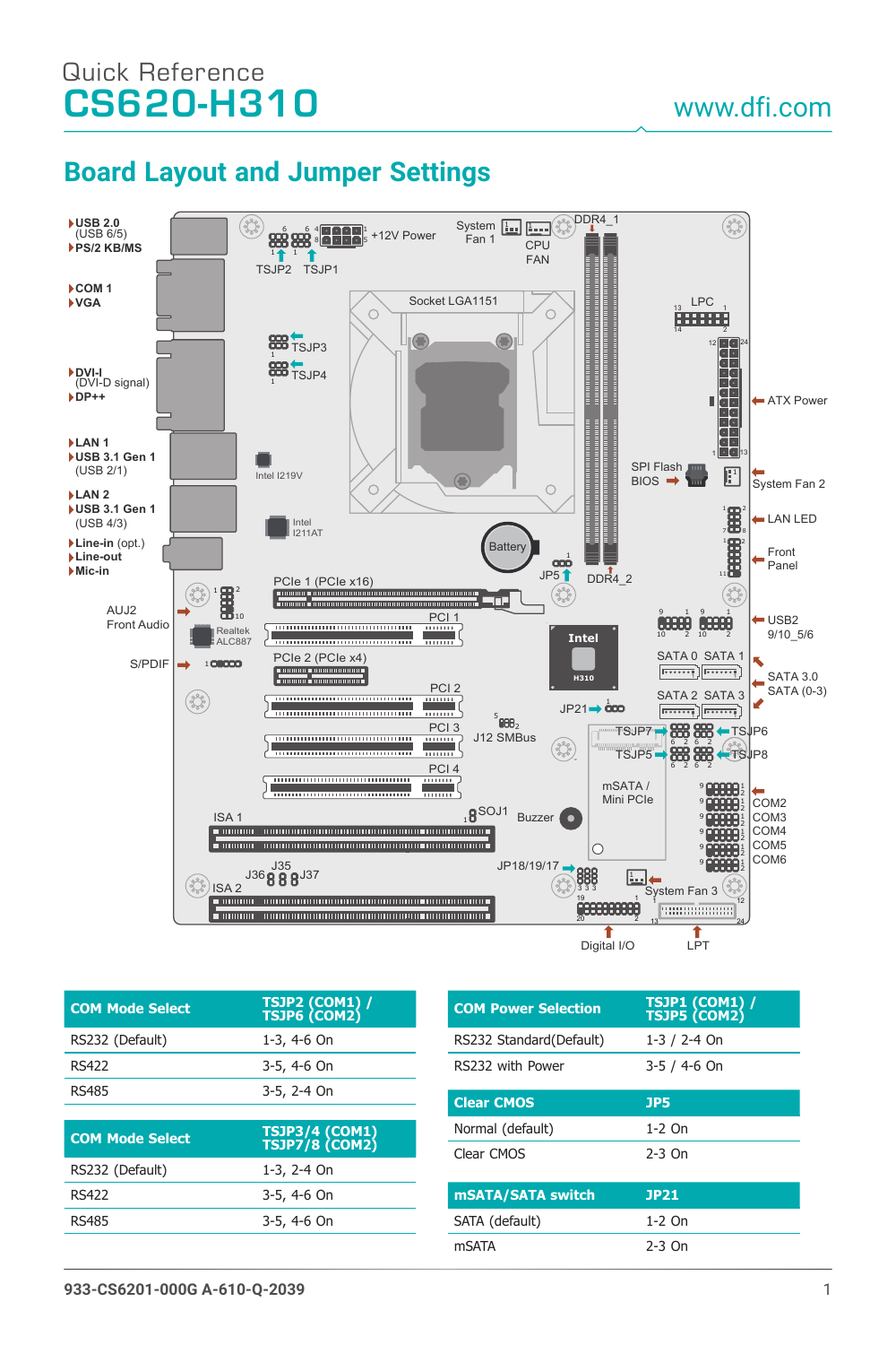Quick Reference

# CS620-H310

www.dfi.com

## Board Layout and Jumper Settings

USB 2.0 (USB 6/5)
PS/2 KB/MS
COM 1
VGA
DVI-I (DVI-D signal)
DP++
LAN 1
USB 3.1 Gen 1 (USB 2/1)
LAN 2
USB 3.1 Gen 1 (USB 4/3)
Line-in (opt.)
Line-out
Mic-in

TSJP2 TSJP1 +12V Power System Fan 1 CPU FAN DDR4_1
Socket LGA1151
TSJP3 TSJP4
Intel I219V
Intel I211AT
LPC
ATX Power
SPI Flash BIOS
System Fan 2
LAN LED
Front Panel
Battery
JP5 DDR4_2
AUJ2 Front Audio
Realtek ALC887
PCIe 1 (PCIe x16)
PCI 1
S/PDIF
PCIe 2 (PCIe x4)
PCI 2
PCI 3
PCI 4
Intel H310
USB2 9/10_5/6
SATA 0 SATA 1
SATA 2 SATA 3
SATA 3.0 SATA (0-3)
JP21
J12 SMBus
TSJP7 TSJP6
TSJP5 TSJP8
mSATA / Mini PCIe
COM2 COM3 COM4 COM5 COM6
ISA 1
SOJ1
Buzzer
J35 J36 J37
ISA 2
JP18/19/17
System Fan 3
Digital I/O
LPT

| COM Mode Select | TSJP2 (COM1) / TSJP6 (COM2) |
|---|---|
| RS232 (Default) | 1-3, 4-6 On |
| RS422 | 3-5, 4-6 On |
| RS485 | 3-5, 2-4 On |

| COM Mode Select | TSJP3/4 (COM1) TSJP7/8 (COM2) |
|---|---|
| RS232 (Default) | 1-3, 2-4 On |
| RS422 | 3-5, 4-6 On |
| RS485 | 3-5, 4-6 On |

| COM Power Selection | TSJP1 (COM1) / TSJP5 (COM2) |
|---|---|
| RS232 Standard(Default) | 1-3 / 2-4 On |
| RS232 with Power | 3-5 / 4-6 On |

| Clear CMOS | JP5 |
|---|---|
| Normal (default) | 1-2 On |
| Clear CMOS | 2-3 On |

| mSATA/SATA switch | JP21 |
|---|---|
| SATA (default) | 1-2 On |
| mSATA | 2-3 On |

933-CS6201-000G A-610-Q-2039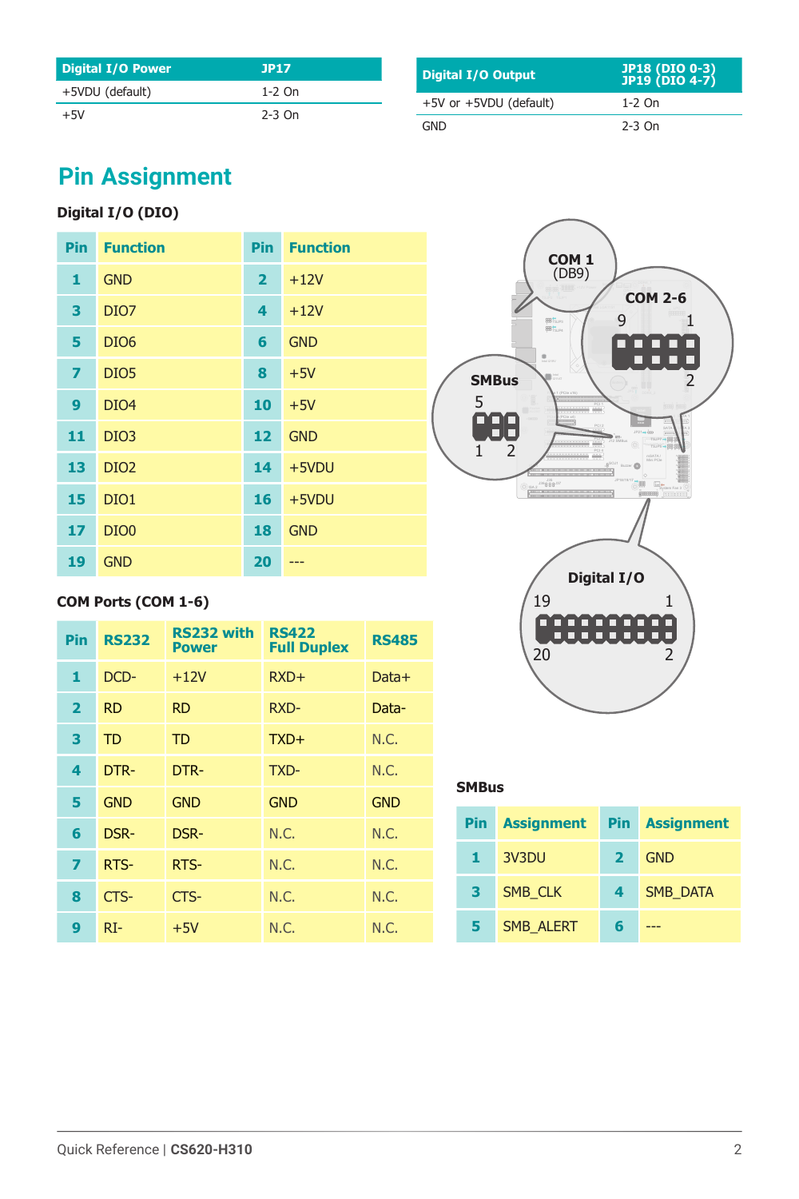| Digital I/O Power | JP17 |
|---|---|
| +5VDU (default) | 1-2 On |
| +5V | 2-3 On |

| Digital I/O Output | JP18 (DIO 0-3) JP19 (DIO 4-7) |
|---|---|
| +5V or +5VDU (default) | 1-2 On |
| GND | 2-3 On |

## Pin Assignment

### Digital I/O (DIO)

| Pin | Function | Pin | Function |
|---|---|---|---|
| 1 | GND | 2 | +12V |
| 3 | DIO7 | 4 | +12V |
| 5 | DIO6 | 6 | GND |
| 7 | DIO5 | 8 | +5V |
| 9 | DIO4 | 10 | +5V |
| 11 | DIO3 | 12 | GND |
| 13 | DIO2 | 14 | +5VDU |
| 15 | DIO1 | 16 | +5VDU |
| 17 | DIO0 | 18 | GND |
| 19 | GND | 20 | --- |

### COM Ports (COM 1-6)

| Pin | RS232 | RS232 with Power | RS422 Full Duplex | RS485 |
|---|---|---|---|---|
| 1 | DCD- | +12V | RXD+ | Data+ |
| 2 | RD | RD | RXD- | Data- |
| 3 | TD | TD | TXD+ | N.C. |
| 4 | DTR- | DTR- | TXD- | N.C. |
| 5 | GND | GND | GND | GND |
| 6 | DSR- | DSR- | N.C. | N.C. |
| 7 | RTS- | RTS- | N.C. | N.C. |
| 8 | CTS- | CTS- | N.C. | N.C. |
| 9 | RI- | +5V | N.C. | N.C. |

COM 1 (DB9)

COM 2-6

SMBus

Digital I/O

### SMBus

| Pin | Assignment | Pin | Assignment |
|---|---|---|---|
| 1 | 3V3DU | 2 | GND |
| 3 | SMB_CLK | 4 | SMB_DATA |
| 5 | SMB_ALERT | 6 | --- |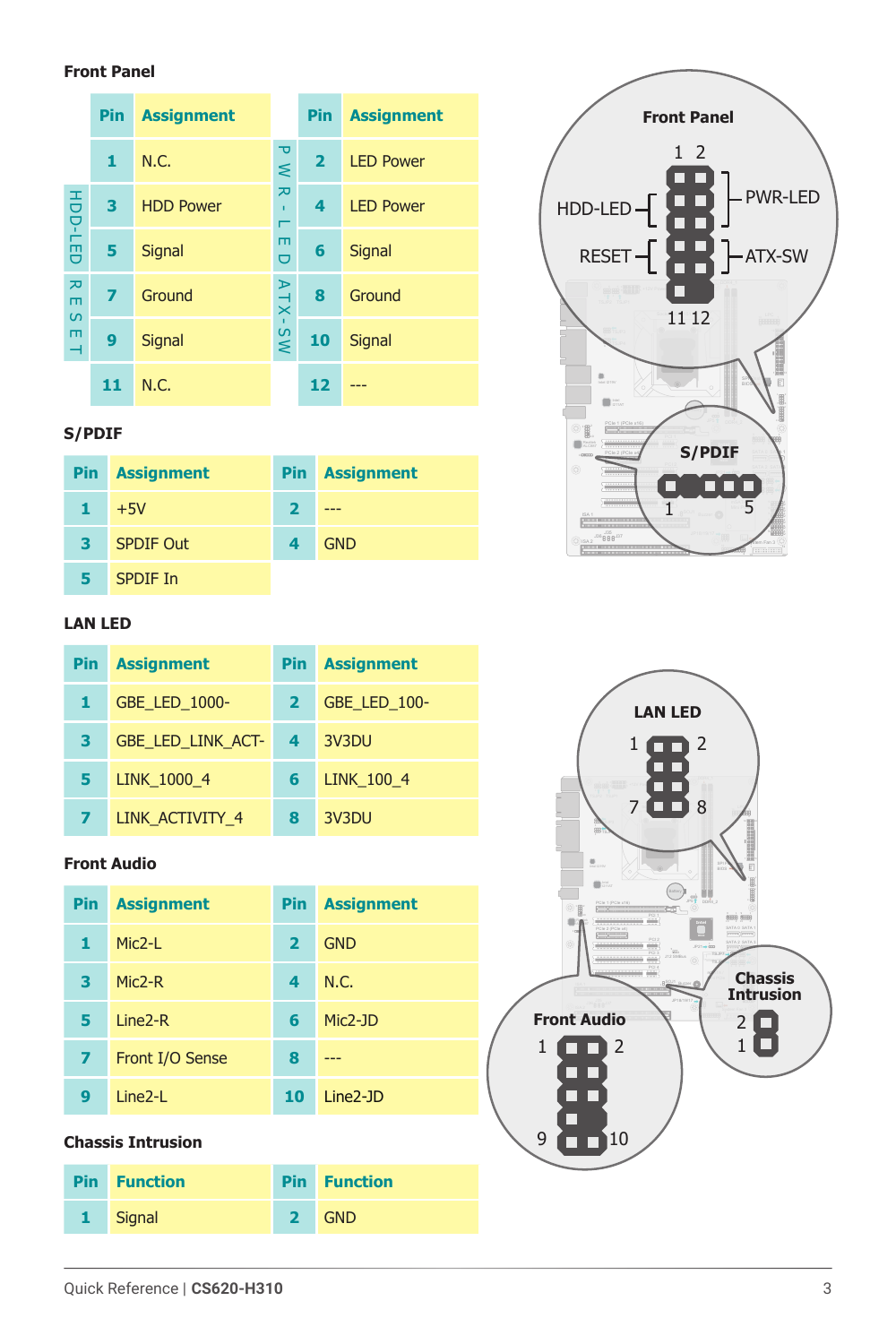### Front Panel

| | Pin | Assignment | | Pin | Assignment |
|---|---|---|---|---|---|
| | 1 | N.C. | PWR-LED | 2 | LED Power |
| HDD-LED | 3 | HDD Power | PWR-LED | 4 | LED Power |
| HDD-LED | 5 | Signal | ATX-SW | 6 | Signal |
| RESET | 7 | Ground | ATX-SW | 8 | Ground |
| RESET | 9 | Signal | ATX-SW | 10 | Signal |
| | 11 | N.C. | | 12 | --- |

### S/PDIF

| Pin | Assignment | Pin | Assignment |
|---|---|---|---|
| 1 | +5V | 2 | --- |
| 3 | SPDIF Out | 4 | GND |
| 5 | SPDIF In | | |

### LAN LED

| Pin | Assignment | Pin | Assignment |
|---|---|---|---|
| 1 | GBE_LED_1000- | 2 | GBE_LED_100- |
| 3 | GBE_LED_LINK_ACT- | 4 | 3V3DU |
| 5 | LINK_1000_4 | 6 | LINK_100_4 |
| 7 | LINK_ACTIVITY_4 | 8 | 3V3DU |

### Front Audio

| Pin | Assignment | Pin | Assignment |
|---|---|---|---|
| 1 | Mic2-L | 2 | GND |
| 3 | Mic2-R | 4 | N.C. |
| 5 | Line2-R | 6 | Mic2-JD |
| 7 | Front I/O Sense | 8 | --- |
| 9 | Line2-L | 10 | Line2-JD |

### Chassis Intrusion

| Pin | Function | Pin | Function |
|---|---|---|---|
| 1 | Signal | 2 | GND |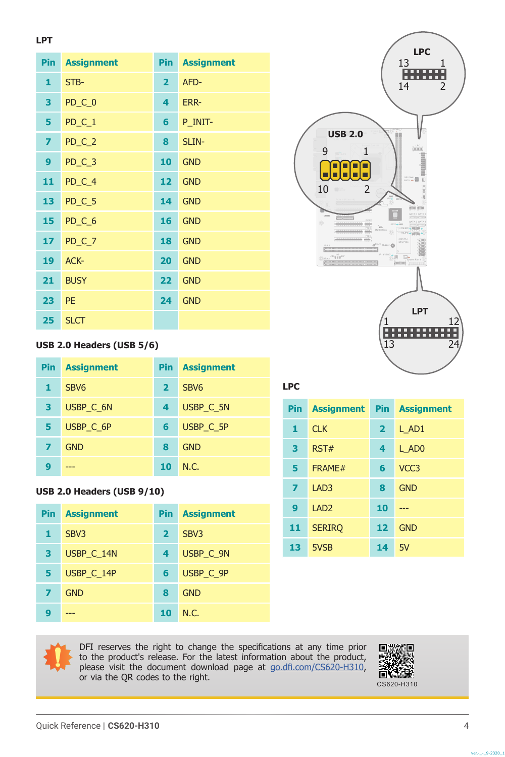### LPT

| Pin | Assignment | Pin | Assignment |
|---|---|---|---|
| 1 | STB- | 2 | AFD- |
| 3 | PD_C_0 | 4 | ERR- |
| 5 | PD_C_1 | 6 | P_INIT- |
| 7 | PD_C_2 | 8 | SLIN- |
| 9 | PD_C_3 | 10 | GND |
| 11 | PD_C_4 | 12 | GND |
| 13 | PD_C_5 | 14 | GND |
| 15 | PD_C_6 | 16 | GND |
| 17 | PD_C_7 | 18 | GND |
| 19 | ACK- | 20 | GND |
| 21 | BUSY | 22 | GND |
| 23 | PE | 24 | GND |
| 25 | SLCT | | |

### USB 2.0 Headers (USB 5/6)

| Pin | Assignment | Pin | Assignment |
|---|---|---|---|
| 1 | SBV6 | 2 | SBV6 |
| 3 | USBP_C_6N | 4 | USBP_C_5N |
| 5 | USBP_C_6P | 6 | USBP_C_5P |
| 7 | GND | 8 | GND |
| 9 | --- | 10 | N.C. |

### USB 2.0 Headers (USB 9/10)

| Pin | Assignment | Pin | Assignment |
|---|---|---|---|
| 1 | SBV3 | 2 | SBV3 |
| 3 | USBP_C_14N | 4 | USBP_C_9N |
| 5 | USBP_C_14P | 6 | USBP_C_9P |
| 7 | GND | 8 | GND |
| 9 | --- | 10 | N.C. |

LPC
13 1
14 2

USB 2.0
9 1
10 2

LPT
1 12
13 24

### LPC

| Pin | Assignment | Pin | Assignment |
|---|---|---|---|
| 1 | CLK | 2 | L_AD1 |
| 3 | RST# | 4 | L_AD0 |
| 5 | FRAME# | 6 | VCC3 |
| 7 | LAD3 | 8 | GND |
| 9 | LAD2 | 10 | --- |
| 11 | SERIRQ | 12 | GND |
| 13 | 5VSB | 14 | 5V |

DFI reserves the right to change the specifications at any time prior to the product's release. For the latest information about the product, please visit the document download page at go.dfi.com/CS620-H310, or via the QR codes to the right.

CS620-H310